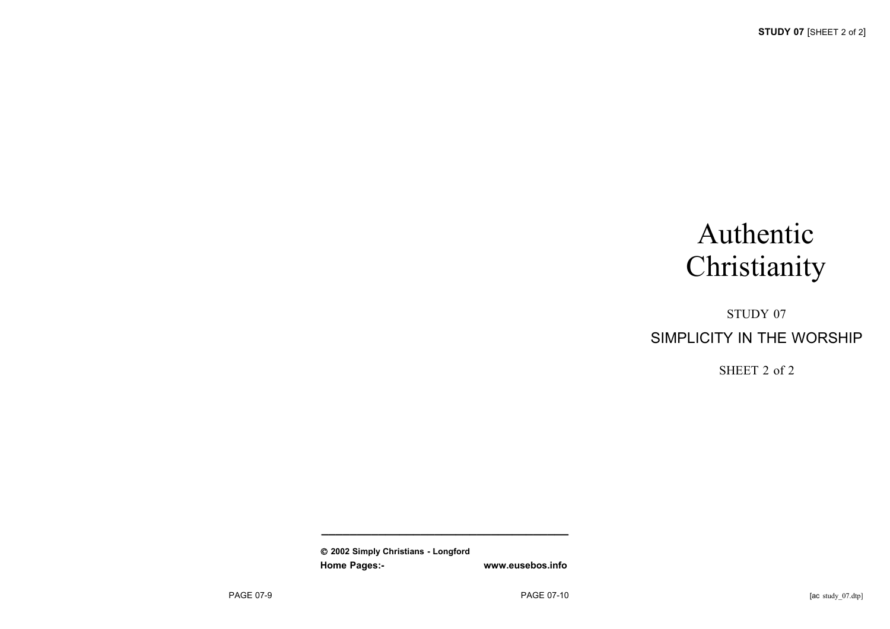# Authentic Christianity

STUDY 07

## SIMPLICITY IN THE WORSHIP

SHEET 2 of 2

---

**© 2002 Simply Christians - Longford**

**Home Pages:-** **www.eusebos.info**

[ac study_07.dtp]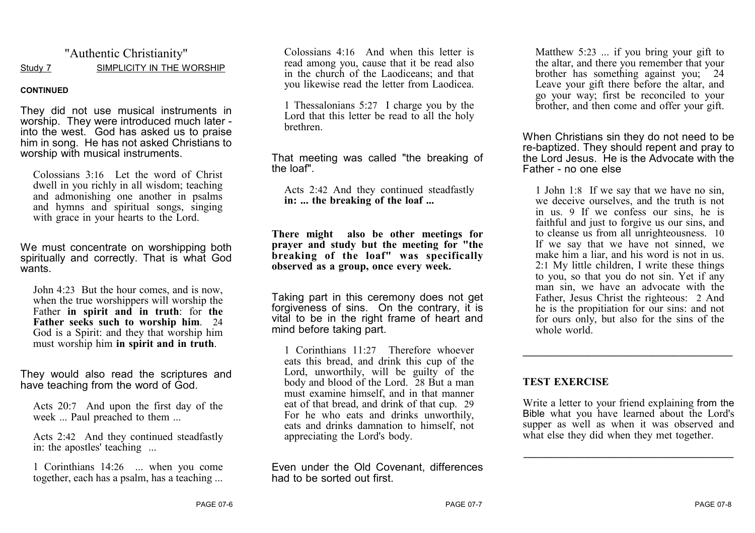# "Authentic Christianity"

Study 7 SIMPLICITY IN THE WORSHIP

**CONTINUED**

They did not use musical instruments in worship. They were introduced much later - into the west. God has asked us to praise him in song. He has not asked Christians to worship with musical instruments.

> Colossians 3:16 Let the word of Christ dwell in you richly in all wisdom; teaching and admonishing one another in psalms and hymns and spiritual songs, singing with grace in your hearts to the Lord.

We must concentrate on worshipping both spiritually and correctly. That is what God wants.

> John 4:23 But the hour comes, and is now, when the true worshippers will worship the Father **in spirit and in truth**: for **the Father seeks such to worship him**. 24 God is a Spirit: and they that worship him must worship him **in spirit and in truth**.

They would also read the scriptures and have teaching from the word of God.

> Acts 20:7 And upon the first day of the week ... Paul preached to them ...

> Acts 2:42 And they continued steadfastly in: the apostles' teaching ...

> 1 Corinthians 14:26 ... when you come together, each has a psalm, has a teaching ...

> Colossians 4:16 And when this letter is read among you, cause that it be read also in the church of the Laodiceans; and that you likewise read the letter from Laodicea.

> 1 Thessalonians 5:27 I charge you by the Lord that this letter be read to all the holy brethren.

That meeting was called "the breaking of the loaf".

> Acts 2:42 And they continued steadfastly **in: ... the breaking of the loaf ...**

**There might also be other meetings for prayer and study but the meeting for "the breaking of the loaf" was specifically observed as a group, once every week.**

Taking part in this ceremony does not get forgiveness of sins. On the contrary, it is vital to be in the right frame of heart and mind before taking part.

> 1 Corinthians 11:27 Therefore whoever eats this bread, and drink this cup of the Lord, unworthily, will be guilty of the body and blood of the Lord. 28 But a man must examine himself, and in that manner eat of that bread, and drink of that cup. 29 For he who eats and drinks unworthily, eats and drinks damnation to himself, not appreciating the Lord's body.

Even under the Old Covenant, differences had to be sorted out first.

> Matthew 5:23 ... if you bring your gift to the altar, and there you remember that your brother has something against you; 24 Leave your gift there before the altar, and go your way; first be reconciled to your brother, and then come and offer your gift.

When Christians sin they do not need to be re-baptized. They should repent and pray to the Lord Jesus. He is the Advocate with the Father - no one else

> 1 John 1:8 If we say that we have no sin, we deceive ourselves, and the truth is not in us. 9 If we confess our sins, he is faithful and just to forgive us our sins, and to cleanse us from all unrighteousness. 10 If we say that we have not sinned, we make him a liar, and his word is not in us. 2:1 My little children, I write these things to you, so that you do not sin. Yet if any man sin, we have an advocate with the Father, Jesus Christ the righteous: 2 And he is the propitiation for our sins: and not for ours only, but also for the sins of the whole world.

---

**TEST EXERCISE**

Write a letter to your friend explaining from the Bible what you have learned about the Lord's supper as well as when it was observed and what else they did when they met together.

---